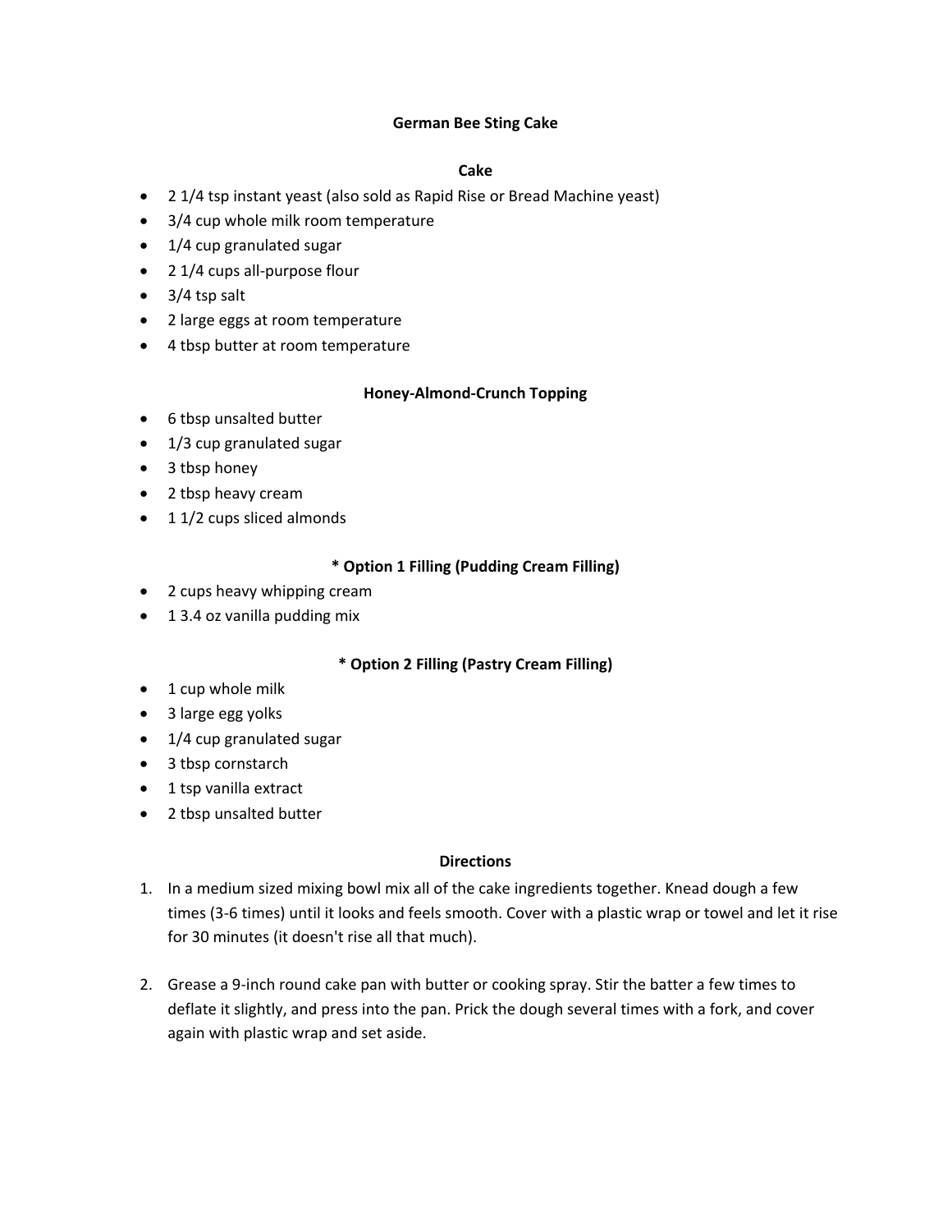# German Bee Sting Cake

## Cake

- 2 1/4 tsp instant yeast (also sold as Rapid Rise or Bread Machine yeast)
- 3/4 cup whole milk room temperature
- 1/4 cup granulated sugar
- 2 1/4 cups all-purpose flour
- 3/4 tsp salt
- 2 large eggs at room temperature
- 4 tbsp butter at room temperature

## Honey-Almond-Crunch Topping

- 6 tbsp unsalted butter
- 1/3 cup granulated sugar
- 3 tbsp honey
- 2 tbsp heavy cream
- 1 1/2 cups sliced almonds

## * Option 1 Filling (Pudding Cream Filling)

- 2 cups heavy whipping cream
- 1 3.4 oz vanilla pudding mix

## * Option 2 Filling (Pastry Cream Filling)

- 1 cup whole milk
- 3 large egg yolks
- 1/4 cup granulated sugar
- 3 tbsp cornstarch
- 1 tsp vanilla extract
- 2 tbsp unsalted butter

## Directions

1. In a medium sized mixing bowl mix all of the cake ingredients together. Knead dough a few times (3-6 times) until it looks and feels smooth. Cover with a plastic wrap or towel and let it rise for 30 minutes (it doesn't rise all that much).

2. Grease a 9-inch round cake pan with butter or cooking spray. Stir the batter a few times to deflate it slightly, and press into the pan. Prick the dough several times with a fork, and cover again with plastic wrap and set aside.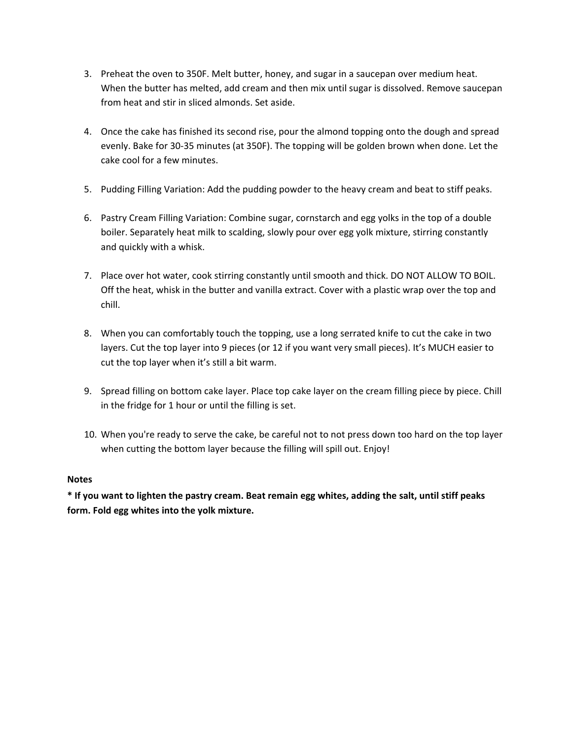3. Preheat the oven to 350F. Melt butter, honey, and sugar in a saucepan over medium heat. When the butter has melted, add cream and then mix until sugar is dissolved. Remove saucepan from heat and stir in sliced almonds. Set aside.

4. Once the cake has finished its second rise, pour the almond topping onto the dough and spread evenly. Bake for 30-35 minutes (at 350F). The topping will be golden brown when done. Let the cake cool for a few minutes.

5. Pudding Filling Variation: Add the pudding powder to the heavy cream and beat to stiff peaks.

6. Pastry Cream Filling Variation: Combine sugar, cornstarch and egg yolks in the top of a double boiler. Separately heat milk to scalding, slowly pour over egg yolk mixture, stirring constantly and quickly with a whisk.

7. Place over hot water, cook stirring constantly until smooth and thick. DO NOT ALLOW TO BOIL. Off the heat, whisk in the butter and vanilla extract. Cover with a plastic wrap over the top and chill.

8. When you can comfortably touch the topping, use a long serrated knife to cut the cake in two layers. Cut the top layer into 9 pieces (or 12 if you want very small pieces). It's MUCH easier to cut the top layer when it's still a bit warm.

9. Spread filling on bottom cake layer. Place top cake layer on the cream filling piece by piece. Chill in the fridge for 1 hour or until the filling is set.

10. When you're ready to serve the cake, be careful not to not press down too hard on the top layer when cutting the bottom layer because the filling will spill out. Enjoy!

**Notes**

**\* If you want to lighten the pastry cream. Beat remain egg whites, adding the salt, until stiff peaks form. Fold egg whites into the yolk mixture.**